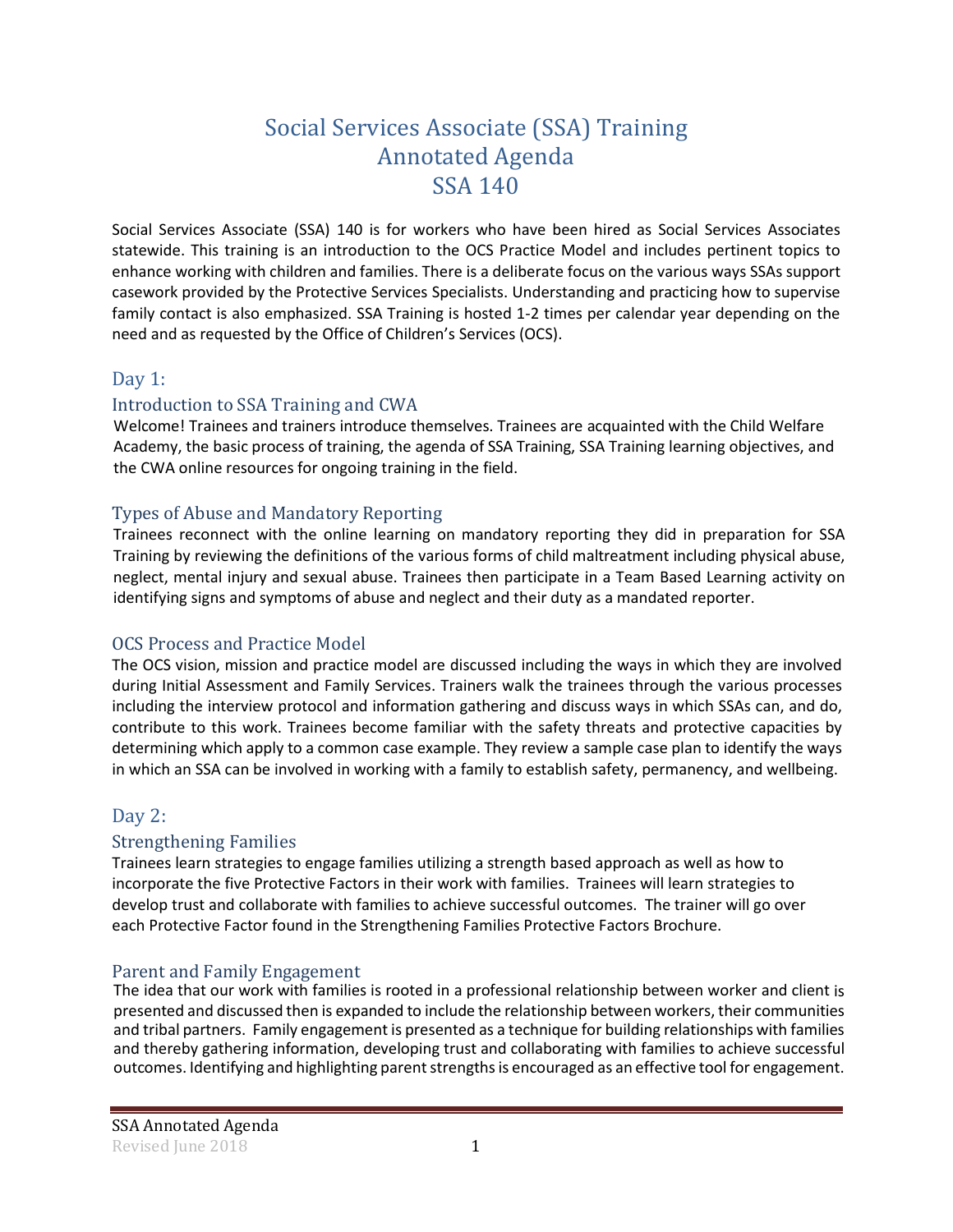# Social Services Associate (SSA) Training Annotated Agenda SSA 140

Social Services Associate (SSA) 140 is for workers who have been hired as Social Services Associates statewide. This training is an introduction to the OCS Practice Model and includes pertinent topics to enhance working with children and families. There is a deliberate focus on the various ways SSAs support casework provided by the Protective Services Specialists. Understanding and practicing how to supervise family contact is also emphasized. SSA Training is hosted 1-2 times per calendar year depending on the need and as requested by the Office of Children's Services (OCS).

## Day 1:

### Introduction to SSA Training and CWA

Welcome! Trainees and trainers introduce themselves. Trainees are acquainted with the Child Welfare Academy, the basic process of training, the agenda of SSA Training, SSA Training learning objectives, and the CWA online resources for ongoing training in the field.

### Types of Abuse and Mandatory Reporting

Trainees reconnect with the online learning on mandatory reporting they did in preparation for SSA Training by reviewing the definitions of the various forms of child maltreatment including physical abuse, neglect, mental injury and sexual abuse. Trainees then participate in a Team Based Learning activity on identifying signs and symptoms of abuse and neglect and their duty as a mandated reporter.

### OCS Process and Practice Model

The OCS vision, mission and practice model are discussed including the ways in which they are involved during Initial Assessment and Family Services. Trainers walk the trainees through the various processes including the interview protocol and information gathering and discuss ways in which SSAs can, and do, contribute to this work. Trainees become familiar with the safety threats and protective capacities by determining which apply to a common case example. They review a sample case plan to identify the ways in which an SSA can be involved in working with a family to establish safety, permanency, and wellbeing.

## Day 2:

### Strengthening Families

Trainees learn strategies to engage families utilizing a strength based approach as well as how to incorporate the five Protective Factors in their work with families. Trainees will learn strategies to develop trust and collaborate with families to achieve successful outcomes. The trainer will go over each Protective Factor found in the Strengthening Families Protective Factors Brochure.

### Parent and Family Engagement

The idea that our work with families is rooted in a professional relationship between worker and client is presented and discussed then is expanded to include the relationship between workers, their communities and tribal partners. Family engagement is presented as a technique for building relationships with families and thereby gathering information, developing trust and collaborating with families to achieve successful outcomes. Identifying and highlighting parent strengths is encouraged as an effective tool for engagement.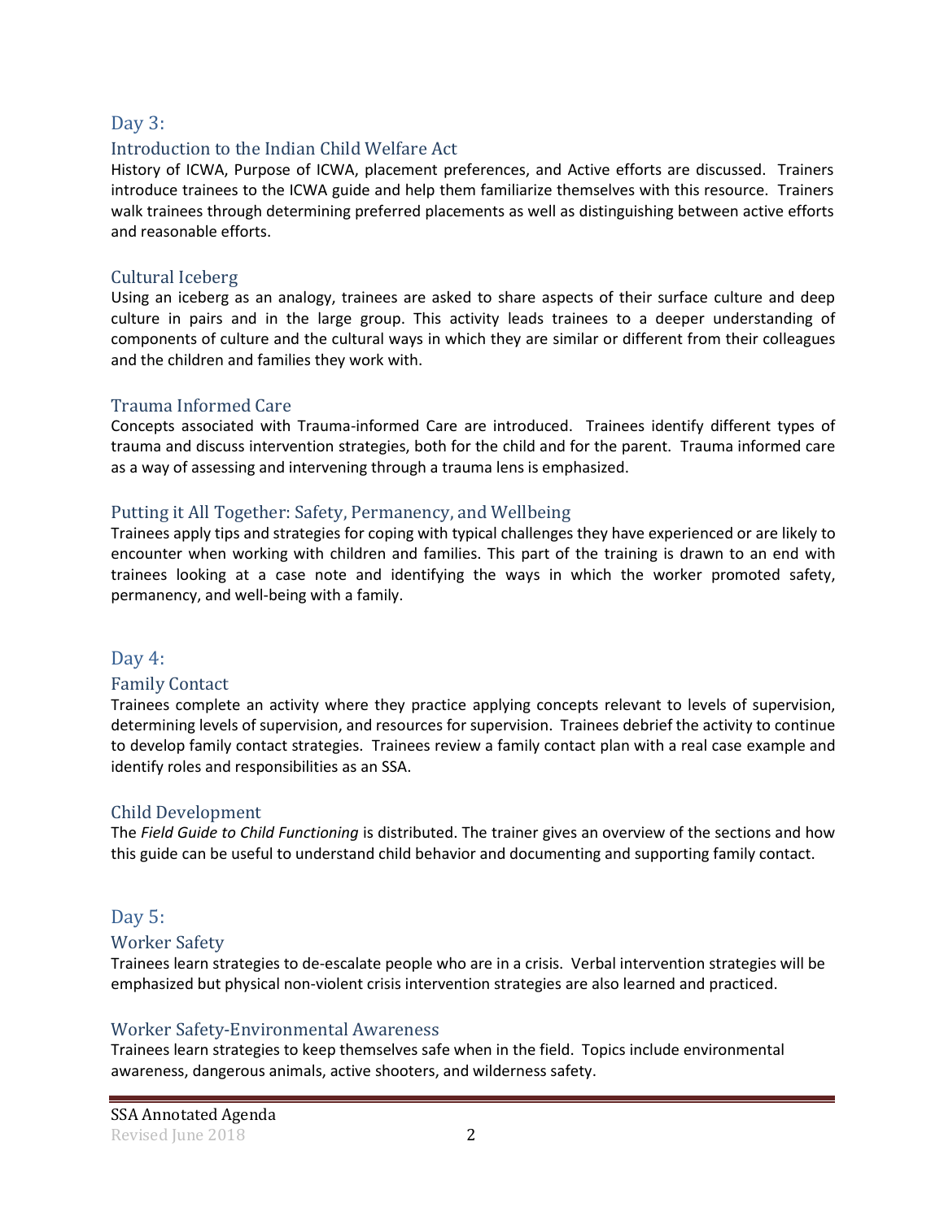## Day 3:

### Introduction to the Indian Child Welfare Act

History of ICWA, Purpose of ICWA, placement preferences, and Active efforts are discussed. Trainers introduce trainees to the ICWA guide and help them familiarize themselves with this resource. Trainers walk trainees through determining preferred placements as well as distinguishing between active efforts and reasonable efforts.

### Cultural Iceberg

Using an iceberg as an analogy, trainees are asked to share aspects of their surface culture and deep culture in pairs and in the large group. This activity leads trainees to a deeper understanding of components of culture and the cultural ways in which they are similar or different from their colleagues and the children and families they work with.

### Trauma Informed Care

Concepts associated with Trauma-informed Care are introduced. Trainees identify different types of trauma and discuss intervention strategies, both for the child and for the parent. Trauma informed care as a way of assessing and intervening through a trauma lens is emphasized.

### Putting it All Together: Safety, Permanency, and Wellbeing

Trainees apply tips and strategies for coping with typical challenges they have experienced or are likely to encounter when working with children and families. This part of the training is drawn to an end with trainees looking at a case note and identifying the ways in which the worker promoted safety, permanency, and well-being with a family.

## Day 4:

### Family Contact

Trainees complete an activity where they practice applying concepts relevant to levels of supervision, determining levels of supervision, and resources for supervision. Trainees debrief the activity to continue to develop family contact strategies. Trainees review a family contact plan with a real case example and identify roles and responsibilities as an SSA.

### Child Development

The *Field Guide to Child Functioning* is distributed. The trainer gives an overview of the sections and how this guide can be useful to understand child behavior and documenting and supporting family contact.

## Day 5:

### Worker Safety

Trainees learn strategies to de-escalate people who are in a crisis. Verbal intervention strategies will be emphasized but physical non-violent crisis intervention strategies are also learned and practiced.

### Worker Safety-Environmental Awareness

Trainees learn strategies to keep themselves safe when in the field. Topics include environmental awareness, dangerous animals, active shooters, and wilderness safety.